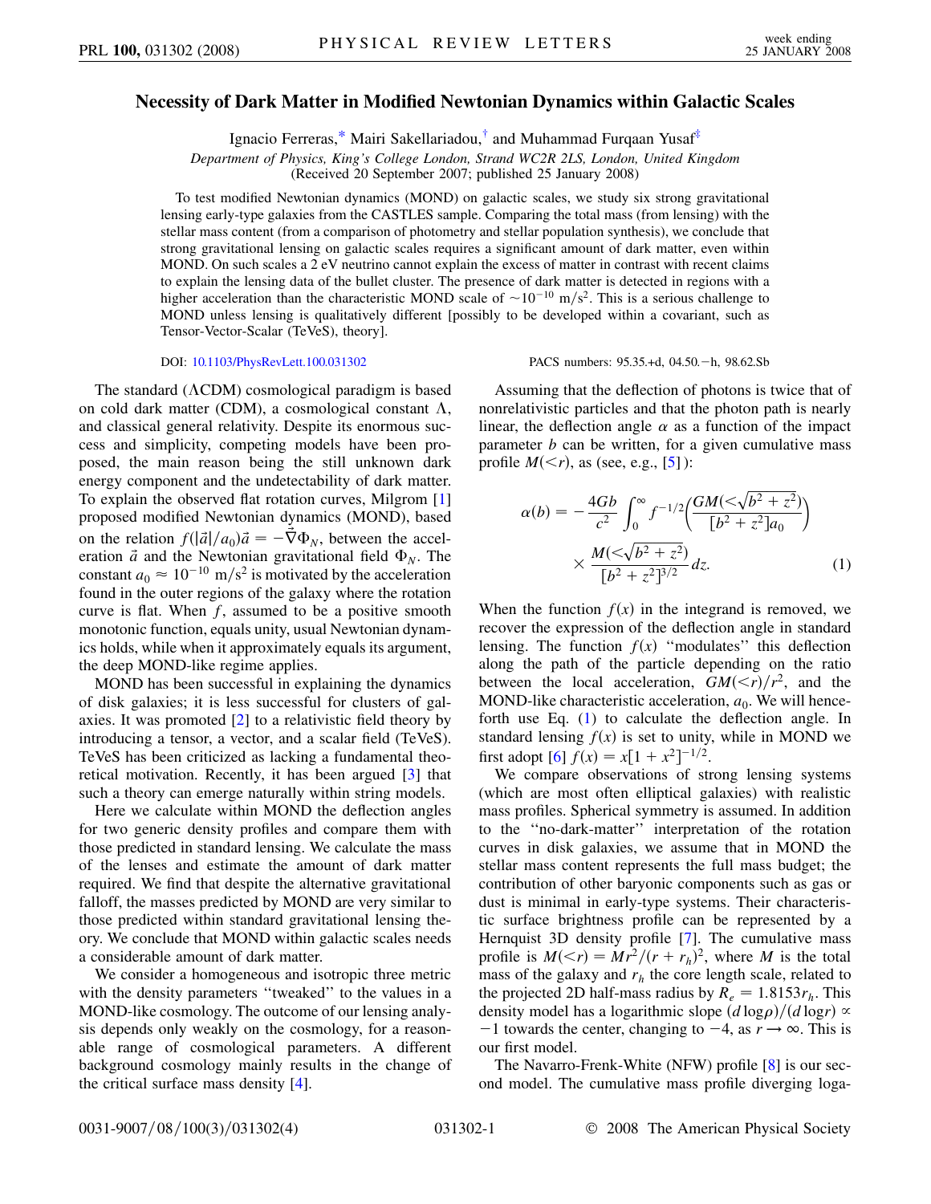# Necessity of Dark Matter in Modified Newtonian Dynamics within Galactic Scales

Ignacio Ferreras,* Mairi Sakellariadou,† and Muhammad Furqaan Yusaf‡

*Department of Physics, King's College London, Strand WC2R 2LS, London, United Kingdom*
(Received 20 September 2007; published 25 January 2008)

To test modified Newtonian dynamics (MOND) on galactic scales, we study six strong gravitational lensing early-type galaxies from the CASTLES sample. Comparing the total mass (from lensing) with the stellar mass content (from a comparison of photometry and stellar population synthesis), we conclude that strong gravitational lensing on galactic scales requires a significant amount of dark matter, even within MOND. On such scales a 2 eV neutrino cannot explain the excess of matter in contrast with recent claims to explain the lensing data of the bullet cluster. The presence of dark matter is detected in regions with a higher acceleration than the characteristic MOND scale of $\sim 10^{-10}$ m/s$^2$. This is a serious challenge to MOND unless lensing is qualitatively different [possibly to be developed within a covariant, such as Tensor-Vector-Scalar (TeVeS), theory].

DOI: 10.1103/PhysRevLett.100.031302 PACS numbers: 95.35.+d, 04.50.−h, 98.62.Sb

The standard ($\Lambda$CDM) cosmological paradigm is based on cold dark matter (CDM), a cosmological constant $\Lambda$, and classical general relativity. Despite its enormous success and simplicity, competing models have been proposed, the main reason being the still unknown dark energy component and the undetectability of dark matter. To explain the observed flat rotation curves, Milgrom [1] proposed modified Newtonian dynamics (MOND), based on the relation $f(|\vec{a}|/a_0)\vec{a} = -\vec{\nabla}\Phi_N$, between the acceleration $\vec{a}$ and the Newtonian gravitational field $\Phi_N$. The constant $a_0 \approx 10^{-10}$ m/s$^2$ is motivated by the acceleration found in the outer regions of the galaxy where the rotation curve is flat. When $f$, assumed to be a positive smooth monotonic function, equals unity, usual Newtonian dynamics holds, while when it approximately equals its argument, the deep MOND-like regime applies.

MOND has been successful in explaining the dynamics of disk galaxies; it is less successful for clusters of galaxies. It was promoted [2] to a relativistic field theory by introducing a tensor, a vector, and a scalar field (TeVeS). TeVeS has been criticized as lacking a fundamental theoretical motivation. Recently, it has been argued [3] that such a theory can emerge naturally within string models.

Here we calculate within MOND the deflection angles for two generic density profiles and compare them with those predicted in standard lensing. We calculate the mass of the lenses and estimate the amount of dark matter required. We find that despite the alternative gravitational falloff, the masses predicted by MOND are very similar to those predicted within standard gravitational lensing theory. We conclude that MOND within galactic scales needs a considerable amount of dark matter.

We consider a homogeneous and isotropic three metric with the density parameters "tweaked" to the values in a MOND-like cosmology. The outcome of our lensing analysis depends only weakly on the cosmology, for a reasonable range of cosmological parameters. A different background cosmology mainly results in the change of the critical surface mass density [4].

Assuming that the deflection of photons is twice that of nonrelativistic particles and that the photon path is nearly linear, the deflection angle $\alpha$ as a function of the impact parameter $b$ can be written, for a given cumulative mass profile $M(<r)$, as (see, e.g., [5]):

$$\alpha(b) = -\frac{4Gb}{c^2}\int_0^\infty f^{-1/2}\left(\frac{GM(<\sqrt{b^2+z^2})}{[b^2+z^2]a_0}\right) \times \frac{M(<\sqrt{b^2+z^2})}{[b^2+z^2]^{3/2}}\,dz. \tag{1}$$

When the function $f(x)$ in the integrand is removed, we recover the expression of the deflection angle in standard lensing. The function $f(x)$ "modulates" this deflection along the path of the particle depending on the ratio between the local acceleration, $GM(<r)/r^2$, and the MOND-like characteristic acceleration, $a_0$. We will henceforth use Eq. (1) to calculate the deflection angle. In standard lensing $f(x)$ is set to unity, while in MOND we first adopt [6] $f(x) = x[1+x^2]^{-1/2}$.

We compare observations of strong lensing systems (which are most often elliptical galaxies) with realistic mass profiles. Spherical symmetry is assumed. In addition to the "no-dark-matter" interpretation of the rotation curves in disk galaxies, we assume that in MOND the stellar mass content represents the full mass budget; the contribution of other baryonic components such as gas or dust is minimal in early-type systems. Their characteristic surface brightness profile can be represented by a Hernquist 3D density profile [7]. The cumulative mass profile is $M(<r) = Mr^2/(r+r_h)^2$, where $M$ is the total mass of the galaxy and $r_h$ the core length scale, related to the projected 2D half-mass radius by $R_e = 1.8153r_h$. This density model has a logarithmic slope $(d\log\rho)/(d\log r) \propto -1$ towards the center, changing to $-4$, as $r \to \infty$. This is our first model.

The Navarro-Frenk-White (NFW) profile [8] is our second model. The cumulative mass profile diverging loga-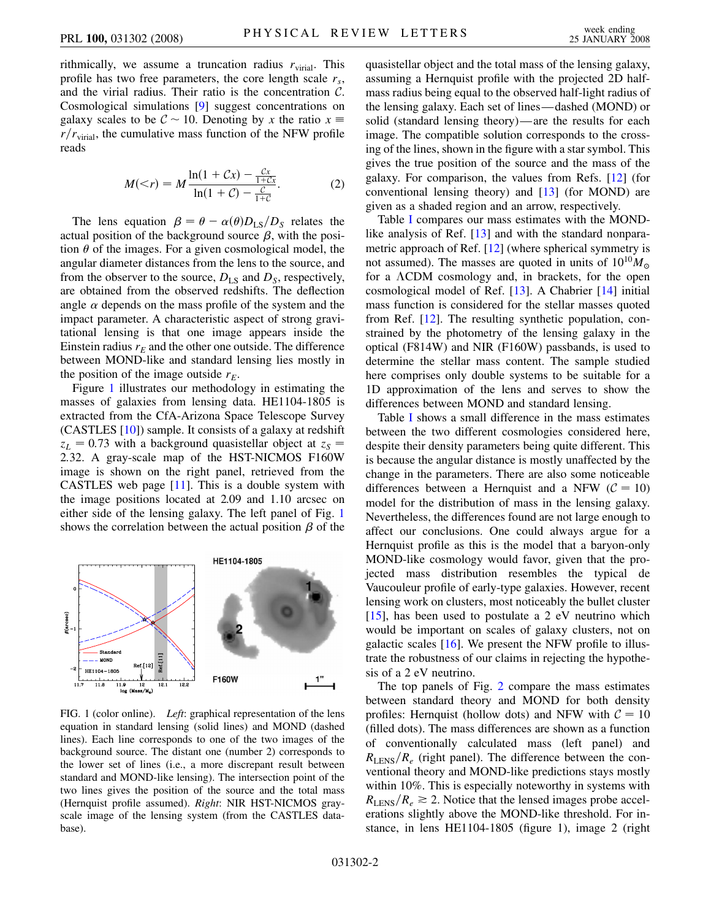rithmically, we assume a truncation radius $r_{\rm virial}$. This profile has two free parameters, the core length scale $r_s$, and the virial radius. Their ratio is the concentration $\mathcal{C}$. Cosmological simulations [9] suggest concentrations on galaxy scales to be $\mathcal{C} \sim 10$. Denoting by $x$ the ratio $x \equiv r/r_{\rm virial}$, the cumulative mass function of the NFW profile reads

$$M(<r) = M\frac{\ln(1+\mathcal{C}x) - \frac{\mathcal{C}x}{1+\mathcal{C}x}}{\ln(1+\mathcal{C}) - \frac{\mathcal{C}}{1+\mathcal{C}}}. \quad (2)$$

The lens equation $\beta = \theta - \alpha(\theta)D_{\rm LS}/D_S$ relates the actual position of the background source $\beta$, with the position $\theta$ of the images. For a given cosmological model, the angular diameter distances from the lens to the source, and from the observer to the source, $D_{\rm LS}$ and $D_S$, respectively, are obtained from the observed redshifts. The deflection angle $\alpha$ depends on the mass profile of the system and the impact parameter. A characteristic aspect of strong gravitational lensing is that one image appears inside the Einstein radius $r_E$ and the other one outside. The difference between MOND-like and standard lensing lies mostly in the position of the image outside $r_E$.

Figure 1 illustrates our methodology in estimating the masses of galaxies from lensing data. HE1104-1805 is extracted from the CfA-Arizona Space Telescope Survey (CASTLES [10]) sample. It consists of a galaxy at redshift $z_L = 0.73$ with a background quasistellar object at $z_S = 2.32$. A gray-scale map of the HST-NICMOS F160W image is shown on the right panel, retrieved from the CASTLES web page [11]. This is a double system with the image positions located at 2.09 and 1.10 arcsec on either side of the lensing galaxy. The left panel of Fig. 1 shows the correlation between the actual position $\beta$ of the quasistellar object and the total mass of the lensing galaxy, assuming a Hernquist profile with the projected 2D half-mass radius being equal to the observed half-light radius of the lensing galaxy. Each set of lines—dashed (MOND) or solid (standard lensing theory)—are the results for each image. The compatible solution corresponds to the crossing of the lines, shown in the figure with a star symbol. This gives the true position of the source and the mass of the galaxy. For comparison, the values from Refs. [12] (for conventional lensing theory) and [13] (for MOND) are given as a shaded region and an arrow, respectively.

FIG. 1 (color online). *Left*: graphical representation of the lens equation in standard lensing (solid lines) and MOND (dashed lines). Each line corresponds to one of the two images of the background source. The distant one (number 2) corresponds to the lower set of lines (i.e., a more discrepant result between standard and MOND-like lensing). The intersection point of the two lines gives the position of the source and the total mass (Hernquist profile assumed). *Right*: NIR HST-NICMOS gray-scale image of the lensing system (from the CASTLES database).

Table I compares our mass estimates with the MOND-like analysis of Ref. [13] and with the standard nonparametric approach of Ref. [12] (where spherical symmetry is not assumed). The masses are quoted in units of $10^{10}M_\odot$ for a $\Lambda$CDM cosmology and, in brackets, for the open cosmological model of Ref. [13]. A Chabrier [14] initial mass function is considered for the stellar masses quoted from Ref. [12]. The resulting synthetic population, constrained by the photometry of the lensing galaxy in the optical (F814W) and NIR (F160W) passbands, is used to determine the stellar mass content. The sample studied here comprises only double systems to be suitable for a 1D approximation of the lens and serves to show the differences between MOND and standard lensing.

Table I shows a small difference in the mass estimates between the two different cosmologies considered here, despite their density parameters being quite different. This is because the angular distance is mostly unaffected by the change in the parameters. There are also some noticeable differences between a Hernquist and a NFW ($\mathcal{C} = 10$) model for the distribution of mass in the lensing galaxy. Nevertheless, the differences found are not large enough to affect our conclusions. One could always argue for a Hernquist profile as this is the model that a baryon-only MOND-like cosmology would favor, given that the projected mass distribution resembles the typical de Vaucouleur profile of early-type galaxies. However, recent lensing work on clusters, most noticeably the bullet cluster [15], has been used to postulate a 2 eV neutrino which would be important on scales of galaxy clusters, not on galactic scales [16]. We present the NFW profile to illustrate the robustness of our claims in rejecting the hypothesis of a 2 eV neutrino.

The top panels of Fig. 2 compare the mass estimates between standard theory and MOND for both density profiles: Hernquist (hollow dots) and NFW with $\mathcal{C} = 10$ (filled dots). The mass differences are shown as a function of conventionally calculated mass (left panel) and $R_{\rm LENS}/R_e$ (right panel). The difference between the conventional theory and MOND-like predictions stays mostly within 10%. This is especially noteworthy in systems with $R_{\rm LENS}/R_e \gtrsim 2$. Notice that the lensed images probe accelerations slightly above the MOND-like threshold. For instance, in lens HE1104-1805 (figure 1), image 2 (right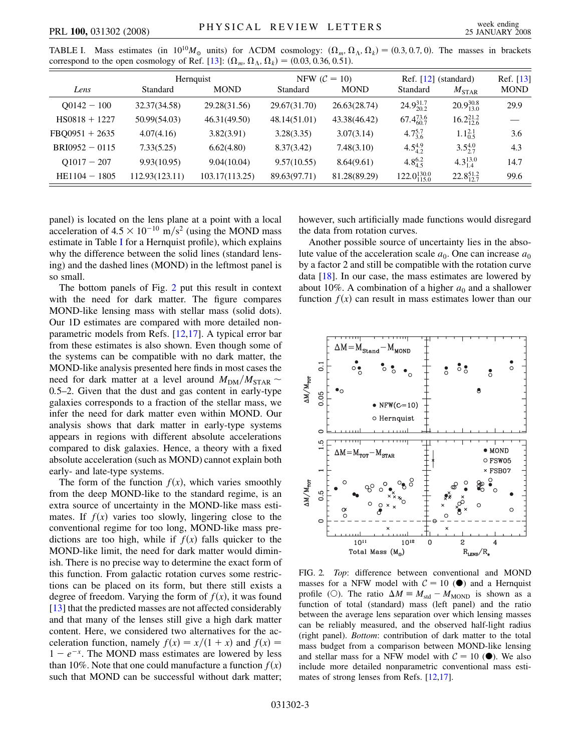TABLE I. Mass estimates (in $10^{10} M_\odot$ units) for ΛCDM cosmology: $(\Omega_m, \Omega_\Lambda, \Omega_k) = (0.3, 0.7, 0)$. The masses in brackets correspond to the open cosmology of Ref. [13]: $(\Omega_m, \Omega_\Lambda, \Omega_k) = (0.03, 0.36, 0.51)$.

| | Hernquist | | NFW ($\mathcal{C} = 10$) | | Ref. [12] (standard) | | Ref. [13] |
|---|---|---|---|---|---|---|---|
| *Lens* | Standard | MOND | Standard | MOND | Standard | $M_{\rm STAR}$ | MOND |
| Q0142 − 100 | 32.37(34.58) | 29.28(31.56) | 29.67(31.70) | 26.63(28.74) | $24.9_{20.2}^{31.7}$ | $20.9_{13.0}^{30.8}$ | 29.9 |
| HS0818 + 1227 | 50.99(54.03) | 46.31(49.50) | 48.14(51.01) | 43.38(46.42) | $67.4_{60.7}^{73.6}$ | $16.2_{12.6}^{21.2}$ | — |
| FBQ0951 + 2635 | 4.07(4.16) | 3.82(3.91) | 3.28(3.35) | 3.07(3.14) | $4.7_{3.6}^{5.7}$ | $1.1_{0.5}^{2.1}$ | 3.6 |
| BRI0952 − 0115 | 7.33(5.25) | 6.62(4.80) | 8.37(3.42) | 7.48(3.10) | $4.5_{4.2}^{4.9}$ | $3.5_{2.7}^{4.0}$ | 4.3 |
| Q1017 − 207 | 9.93(10.95) | 9.04(10.04) | 9.57(10.55) | 8.64(9.61) | $4.8_{4.5}^{6.2}$ | $4.3_{1.4}^{13.0}$ | 14.7 |
| HE1104 − 1805 | 112.93(123.11) | 103.17(113.25) | 89.63(97.71) | 81.28(89.29) | $122.0_{115.0}^{130.0}$ | $22.8_{12.7}^{51.2}$ | 99.6 |

panel) is located on the lens plane at a point with a local acceleration of $4.5 \times 10^{-10}$ m/s$^2$ (using the MOND mass estimate in Table I for a Hernquist profile), which explains why the difference between the solid lines (standard lensing) and the dashed lines (MOND) in the leftmost panel is so small.

The bottom panels of Fig. 2 put this result in context with the need for dark matter. The figure compares MOND-like lensing mass with stellar mass (solid dots). Our 1D estimates are compared with more detailed nonparametric models from Refs. [12,17]. A typical error bar from these estimates is also shown. Even though some of the systems can be compatible with no dark matter, the MOND-like analysis presented here finds in most cases the need for dark matter at a level around $M_{\rm DM}/M_{\rm STAR} \sim 0.5$–$2$. Given that the dust and gas content in early-type galaxies corresponds to a fraction of the stellar mass, we infer the need for dark matter even within MOND. Our analysis shows that dark matter in early-type systems appears in regions with different absolute accelerations compared to disk galaxies. Hence, a theory with a fixed absolute acceleration (such as MOND) cannot explain both early- and late-type systems.

The form of the function $f(x)$, which varies smoothly from the deep MOND-like to the standard regime, is an extra source of uncertainty in the MOND-like mass estimates. If $f(x)$ varies too slowly, lingering close to the conventional regime for too long, MOND-like mass predictions are too high, while if $f(x)$ falls quicker to the MOND-like limit, the need for dark matter would diminish. There is no precise way to determine the exact form of this function. From galactic rotation curves some restrictions can be placed on its form, but there still exists a degree of freedom. Varying the form of $f(x)$, it was found [13] that the predicted masses are not affected considerably and that many of the lenses still give a high dark matter content. Here, we considered two alternatives for the acceleration function, namely $f(x) = x/(1 + x)$ and $f(x) = 1 - e^{-x}$. The MOND mass estimates are lowered by less than 10%. Note that one could manufacture a function $f(x)$ such that MOND can be successful without dark matter; however, such artificially made functions would disregard the data from rotation curves.

Another possible source of uncertainty lies in the absolute value of the acceleration scale $a_0$. One can increase $a_0$ by a factor 2 and still be compatible with the rotation curve data [18]. In our case, the mass estimates are lowered by about 10%. A combination of a higher $a_0$ and a shallower function $f(x)$ can result in mass estimates lower than our

FIG. 2. *Top*: difference between conventional and MOND masses for a NFW model with $\mathcal{C} = 10$ (●) and a Hernquist profile (○). The ratio $\Delta M \equiv M_{\rm std} - M_{\rm MOND}$ is shown as a function of total (standard) mass (left panel) and the ratio between the average lens separation over which lensing masses can be reliably measured, and the observed half-light radius (right panel). *Bottom*: contribution of dark matter to the total mass budget from a comparison between MOND-like lensing and stellar mass for a NFW model with $\mathcal{C} = 10$ (●). We also include more detailed nonparametric conventional mass estimates of strong lenses from Refs. [12,17].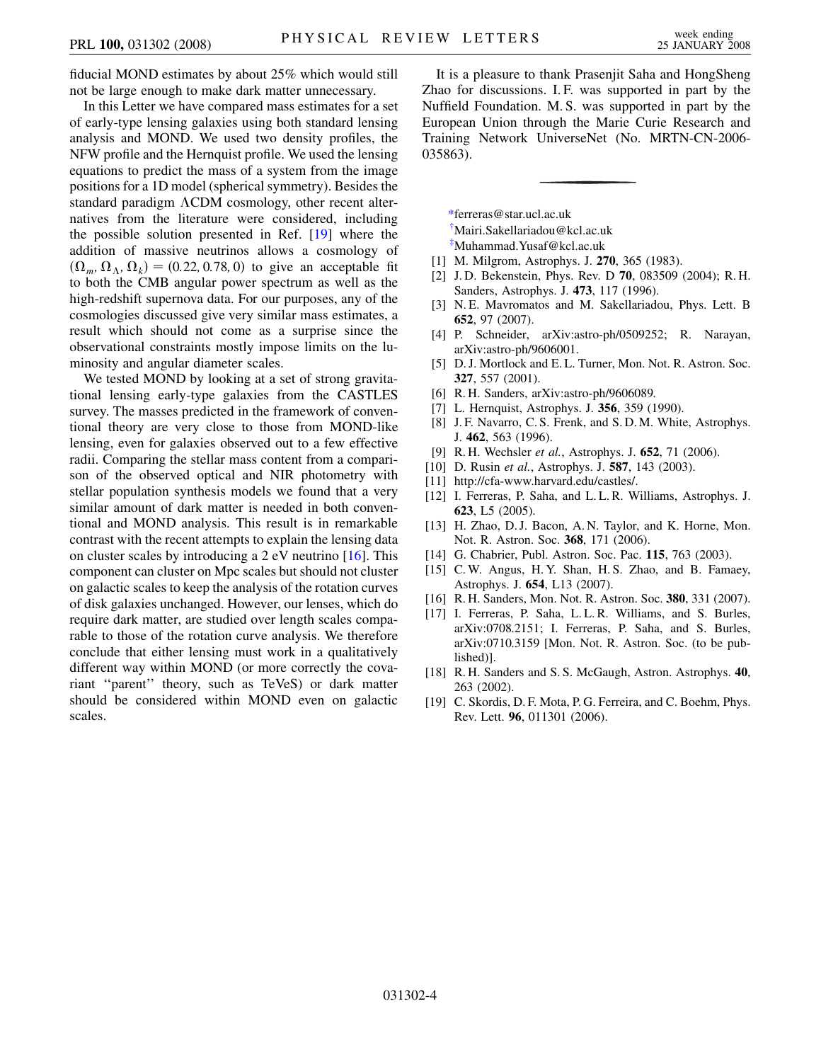fiducial MOND estimates by about 25% which would still not be large enough to make dark matter unnecessary.

In this Letter we have compared mass estimates for a set of early-type lensing galaxies using both standard lensing analysis and MOND. We used two density profiles, the NFW profile and the Hernquist profile. We used the lensing equations to predict the mass of a system from the image positions for a 1D model (spherical symmetry). Besides the standard paradigm ΛCDM cosmology, other recent alternatives from the literature were considered, including the possible solution presented in Ref. [19] where the addition of massive neutrinos allows a cosmology of $(\Omega_m, \Omega_\Lambda, \Omega_k) = (0.22, 0.78, 0)$ to give an acceptable fit to both the CMB angular power spectrum as well as the high-redshift supernova data. For our purposes, any of the cosmologies discussed give very similar mass estimates, a result which should not come as a surprise since the observational constraints mostly impose limits on the luminosity and angular diameter scales.

We tested MOND by looking at a set of strong gravitational lensing early-type galaxies from the CASTLES survey. The masses predicted in the framework of conventional theory are very close to those from MOND-like lensing, even for galaxies observed out to a few effective radii. Comparing the stellar mass content from a comparison of the observed optical and NIR photometry with stellar population synthesis models we found that a very similar amount of dark matter is needed in both conventional and MOND analysis. This result is in remarkable contrast with the recent attempts to explain the lensing data on cluster scales by introducing a 2 eV neutrino [16]. This component can cluster on Mpc scales but should not cluster on galactic scales to keep the analysis of the rotation curves of disk galaxies unchanged. However, our lenses, which do require dark matter, are studied over length scales comparable to those of the rotation curve analysis. We therefore conclude that either lensing must work in a qualitatively different way within MOND (or more correctly the covariant "parent" theory, such as TeVeS) or dark matter should be considered within MOND even on galactic scales.

It is a pleasure to thank Prasenjit Saha and HongSheng Zhao for discussions. I. F. was supported in part by the Nuffield Foundation. M. S. was supported in part by the European Union through the Marie Curie Research and Training Network UniverseNet (No. MRTN-CN-2006-035863).

---

*ferreras@star.ucl.ac.uk

†Mairi.Sakellariadou@kcl.ac.uk

‡Muhammad.Yusaf@kcl.ac.uk

[1] M. Milgrom, Astrophys. J. **270**, 365 (1983).
[2] J. D. Bekenstein, Phys. Rev. D **70**, 083509 (2004); R. H. Sanders, Astrophys. J. **473**, 117 (1996).
[3] N. E. Mavromatos and M. Sakellariadou, Phys. Lett. B **652**, 97 (2007).
[4] P. Schneider, arXiv:astro-ph/0509252; R. Narayan, arXiv:astro-ph/9606001.
[5] D. J. Mortlock and E. L. Turner, Mon. Not. R. Astron. Soc. **327**, 557 (2001).
[6] R. H. Sanders, arXiv:astro-ph/9606089.
[7] L. Hernquist, Astrophys. J. **356**, 359 (1990).
[8] J. F. Navarro, C. S. Frenk, and S. D. M. White, Astrophys. J. **462**, 563 (1996).
[9] R. H. Wechsler *et al.*, Astrophys. J. **652**, 71 (2006).
[10] D. Rusin *et al.*, Astrophys. J. **587**, 143 (2003).
[11] http://cfa-www.harvard.edu/castles/.
[12] I. Ferreras, P. Saha, and L. L. R. Williams, Astrophys. J. **623**, L5 (2005).
[13] H. Zhao, D. J. Bacon, A. N. Taylor, and K. Horne, Mon. Not. R. Astron. Soc. **368**, 171 (2006).
[14] G. Chabrier, Publ. Astron. Soc. Pac. **115**, 763 (2003).
[15] C. W. Angus, H. Y. Shan, H. S. Zhao, and B. Famaey, Astrophys. J. **654**, L13 (2007).
[16] R. H. Sanders, Mon. Not. R. Astron. Soc. **380**, 331 (2007).
[17] I. Ferreras, P. Saha, L. L. R. Williams, and S. Burles, arXiv:0708.2151; I. Ferreras, P. Saha, and S. Burles, arXiv:0710.3159 [Mon. Not. R. Astron. Soc. (to be published)].
[18] R. H. Sanders and S. S. McGaugh, Astron. Astrophys. **40**, 263 (2002).
[19] C. Skordis, D. F. Mota, P. G. Ferreira, and C. Boehm, Phys. Rev. Lett. **96**, 011301 (2006).